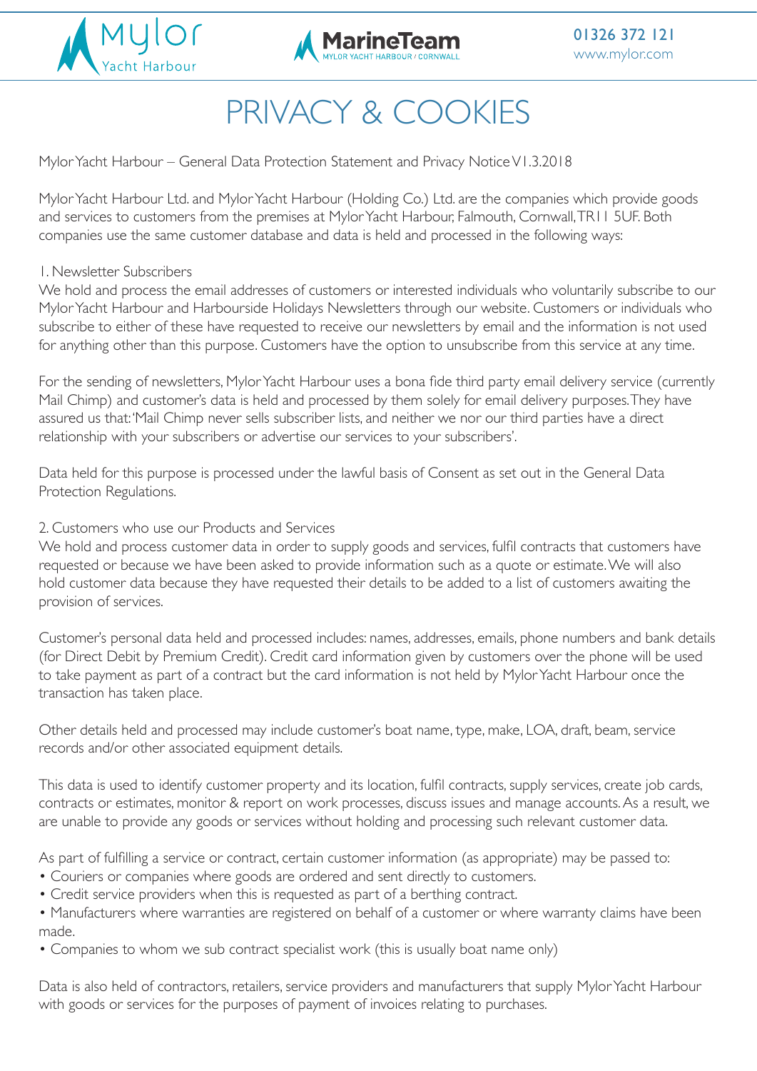# PRIVACY & COOKIES

Mylor Yacht Harbour – General Data Protection Statement and Privacy Notice V1.3.2018

Mylor Yacht Harbour Ltd. and Mylor Yacht Harbour (Holding Co.) Ltd. are the companies which provide goods and services to customers from the premises at Mylor Yacht Harbour, Falmouth, Cornwall, TR11 5UF. Both companies use the same customer database and data is held and processed in the following ways:

1. Newsletter Subscribers

We hold and process the email addresses of customers or interested individuals who voluntarily subscribe to our Mylor Yacht Harbour and Harbourside Holidays Newsletters through our website. Customers or individuals who subscribe to either of these have requested to receive our newsletters by email and the information is not used for anything other than this purpose. Customers have the option to unsubscribe from this service at any time.

For the sending of newsletters, Mylor Yacht Harbour uses a bona fide third party email delivery service (currently Mail Chimp) and customer's data is held and processed by them solely for email delivery purposes. They have assured us that: 'Mail Chimp never sells subscriber lists, and neither we nor our third parties have a direct relationship with your subscribers or advertise our services to your subscribers'.

Data held for this purpose is processed under the lawful basis of Consent as set out in the General Data Protection Regulations.

2. Customers who use our Products and Services

We hold and process customer data in order to supply goods and services, fulfil contracts that customers have requested or because we have been asked to provide information such as a quote or estimate. We will also hold customer data because they have requested their details to be added to a list of customers awaiting the provision of services.

Customer's personal data held and processed includes: names, addresses, emails, phone numbers and bank details (for Direct Debit by Premium Credit). Credit card information given by customers over the phone will be used to take payment as part of a contract but the card information is not held by Mylor Yacht Harbour once the transaction has taken place.

Other details held and processed may include customer's boat name, type, make, LOA, draft, beam, service records and/or other associated equipment details.

This data is used to identify customer property and its location, fulfil contracts, supply services, create job cards, contracts or estimates, monitor & report on work processes, discuss issues and manage accounts. As a result, we are unable to provide any goods or services without holding and processing such relevant customer data.

As part of fulfilling a service or contract, certain customer information (as appropriate) may be passed to:

- Couriers or companies where goods are ordered and sent directly to customers.
- Credit service providers when this is requested as part of a berthing contract.
- Manufacturers where warranties are registered on behalf of a customer or where warranty claims have been made.
- Companies to whom we sub contract specialist work (this is usually boat name only)

Data is also held of contractors, retailers, service providers and manufacturers that supply Mylor Yacht Harbour with goods or services for the purposes of payment of invoices relating to purchases.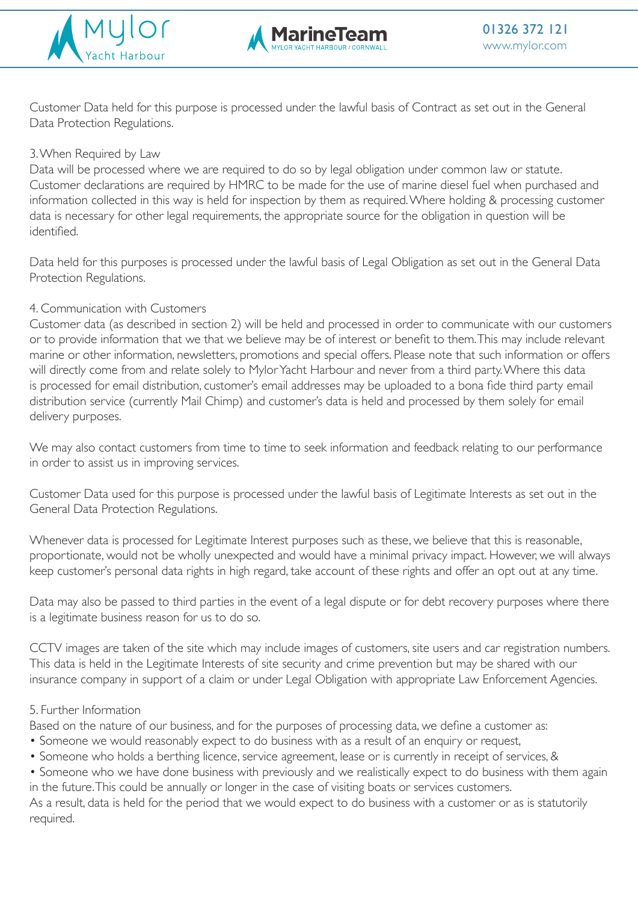Customer Data held for this purpose is processed under the lawful basis of Contract as set out in the General Data Protection Regulations.

3. When Required by Law

Data will be processed where we are required to do so by legal obligation under common law or statute. Customer declarations are required by HMRC to be made for the use of marine diesel fuel when purchased and information collected in this way is held for inspection by them as required. Where holding & processing customer data is necessary for other legal requirements, the appropriate source for the obligation in question will be identified.

Data held for this purposes is processed under the lawful basis of Legal Obligation as set out in the General Data Protection Regulations.

4. Communication with Customers

Customer data (as described in section 2) will be held and processed in order to communicate with our customers or to provide information that we that we believe may be of interest or benefit to them. This may include relevant marine or other information, newsletters, promotions and special offers. Please note that such information or offers will directly come from and relate solely to Mylor Yacht Harbour and never from a third party. Where this data is processed for email distribution, customer's email addresses may be uploaded to a bona fide third party email distribution service (currently Mail Chimp) and customer's data is held and processed by them solely for email delivery purposes.

We may also contact customers from time to time to seek information and feedback relating to our performance in order to assist us in improving services.

Customer Data used for this purpose is processed under the lawful basis of Legitimate Interests as set out in the General Data Protection Regulations.

Whenever data is processed for Legitimate Interest purposes such as these, we believe that this is reasonable, proportionate, would not be wholly unexpected and would have a minimal privacy impact. However, we will always keep customer's personal data rights in high regard, take account of these rights and offer an opt out at any time.

Data may also be passed to third parties in the event of a legal dispute or for debt recovery purposes where there is a legitimate business reason for us to do so.

CCTV images are taken of the site which may include images of customers, site users and car registration numbers. This data is held in the Legitimate Interests of site security and crime prevention but may be shared with our insurance company in support of a claim or under Legal Obligation with appropriate Law Enforcement Agencies.

5. Further Information

Based on the nature of our business, and for the purposes of processing data, we define a customer as:

- Someone we would reasonably expect to do business with as a result of an enquiry or request,
- Someone who holds a berthing licence, service agreement, lease or is currently in receipt of services, &
- Someone who we have done business with previously and we realistically expect to do business with them again in the future. This could be annually or longer in the case of visiting boats or services customers.

As a result, data is held for the period that we would expect to do business with a customer or as is statutorily required.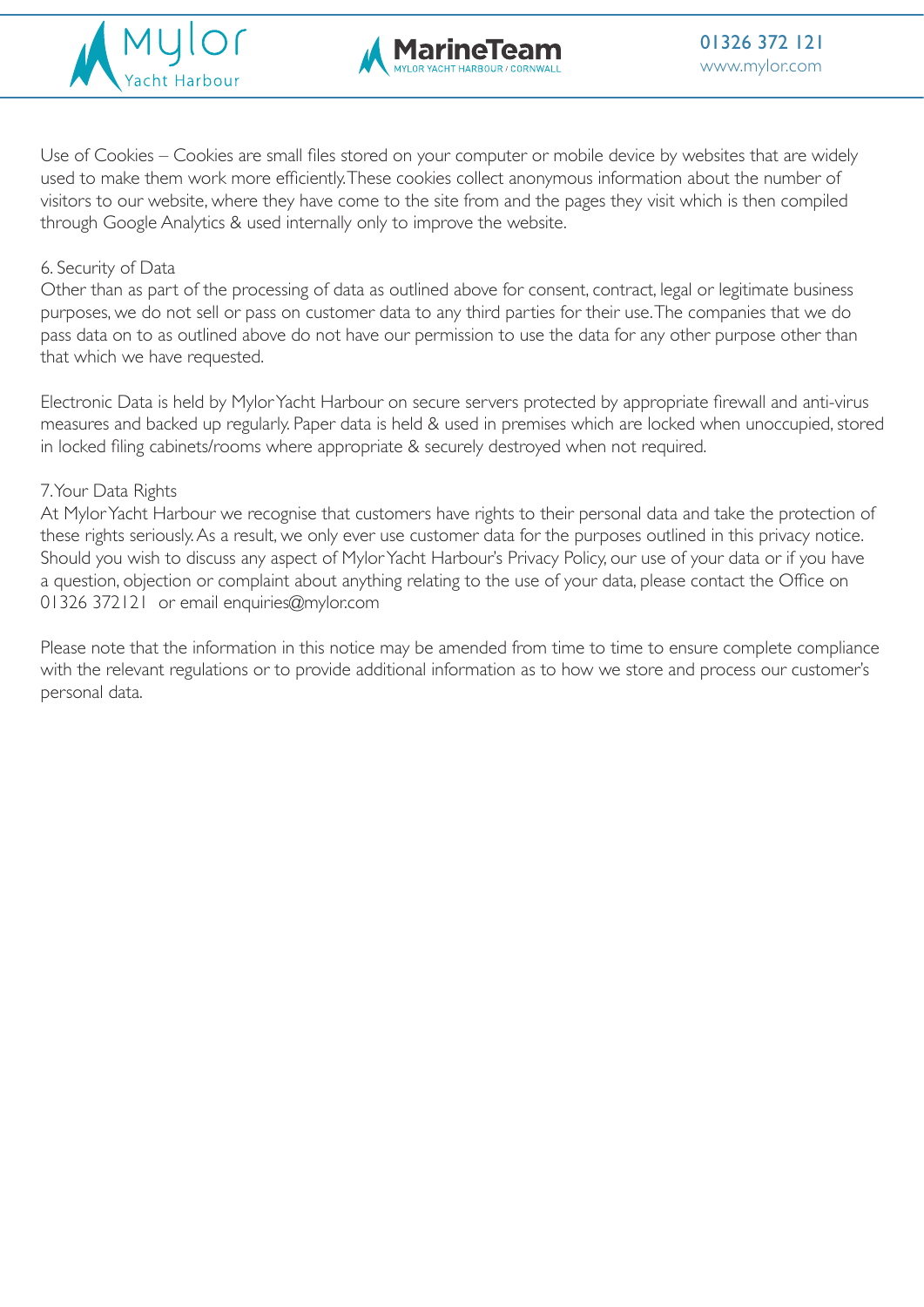Use of Cookies – Cookies are small files stored on your computer or mobile device by websites that are widely used to make them work more efficiently. These cookies collect anonymous information about the number of visitors to our website, where they have come to the site from and the pages they visit which is then compiled through Google Analytics & used internally only to improve the website.

6. Security of Data

Other than as part of the processing of data as outlined above for consent, contract, legal or legitimate business purposes, we do not sell or pass on customer data to any third parties for their use. The companies that we do pass data on to as outlined above do not have our permission to use the data for any other purpose other than that which we have requested.

Electronic Data is held by Mylor Yacht Harbour on secure servers protected by appropriate firewall and anti-virus measures and backed up regularly. Paper data is held & used in premises which are locked when unoccupied, stored in locked filing cabinets/rooms where appropriate & securely destroyed when not required.

7. Your Data Rights

At Mylor Yacht Harbour we recognise that customers have rights to their personal data and take the protection of these rights seriously. As a result, we only ever use customer data for the purposes outlined in this privacy notice. Should you wish to discuss any aspect of Mylor Yacht Harbour's Privacy Policy, our use of your data or if you have a question, objection or complaint about anything relating to the use of your data, please contact the Office on 01326 372121 or email enquiries@mylor.com

Please note that the information in this notice may be amended from time to time to ensure complete compliance with the relevant regulations or to provide additional information as to how we store and process our customer's personal data.